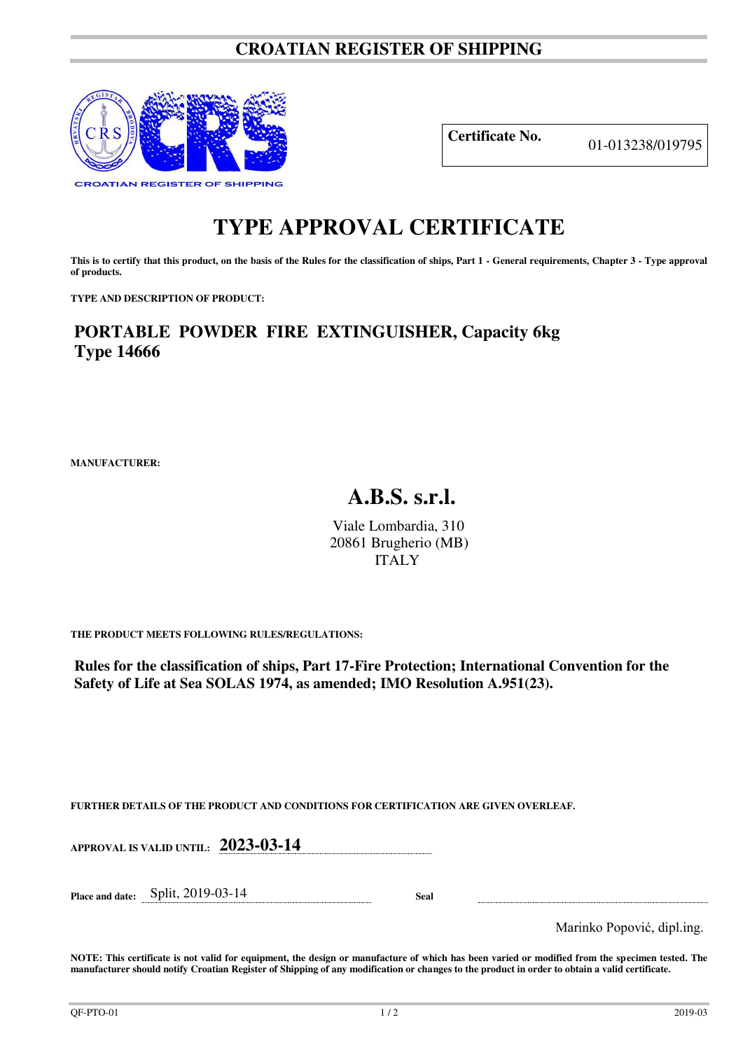# CROATIAN REGISTER OF SHIPPING

**Certificate No.** 01-013238/019795

# TYPE APPROVAL CERTIFICATE

**This is to certify that this product, on the basis of the Rules for the classification of ships, Part 1 - General requirements, Chapter 3 - Type approval of products.**

**TYPE AND DESCRIPTION OF PRODUCT:**

## PORTABLE POWDER FIRE EXTINGUISHER, Capacity 6kg
## Type 14666

**MANUFACTURER:**

## A.B.S. s.r.l.

Viale Lombardia, 310
20861 Brugherio (MB)
ITALY

**THE PRODUCT MEETS FOLLOWING RULES/REGULATIONS:**

**Rules for the classification of ships, Part 17-Fire Protection; International Convention for the Safety of Life at Sea SOLAS 1974, as amended; IMO Resolution A.951(23).**

**FURTHER DETAILS OF THE PRODUCT AND CONDITIONS FOR CERTIFICATION ARE GIVEN OVERLEAF.**

**APPROVAL IS VALID UNTIL:** **2023-03-14**

**Place and date:** Split, 2019-03-14

**Seal**

Marinko Popović, dipl.ing.

**NOTE: This certificate is not valid for equipment, the design or manufacture of which has been varied or modified from the specimen tested. The manufacturer should notify Croatian Register of Shipping of any modification or changes to the product in order to obtain a valid certificate.**

QF-PTO-01 2019-03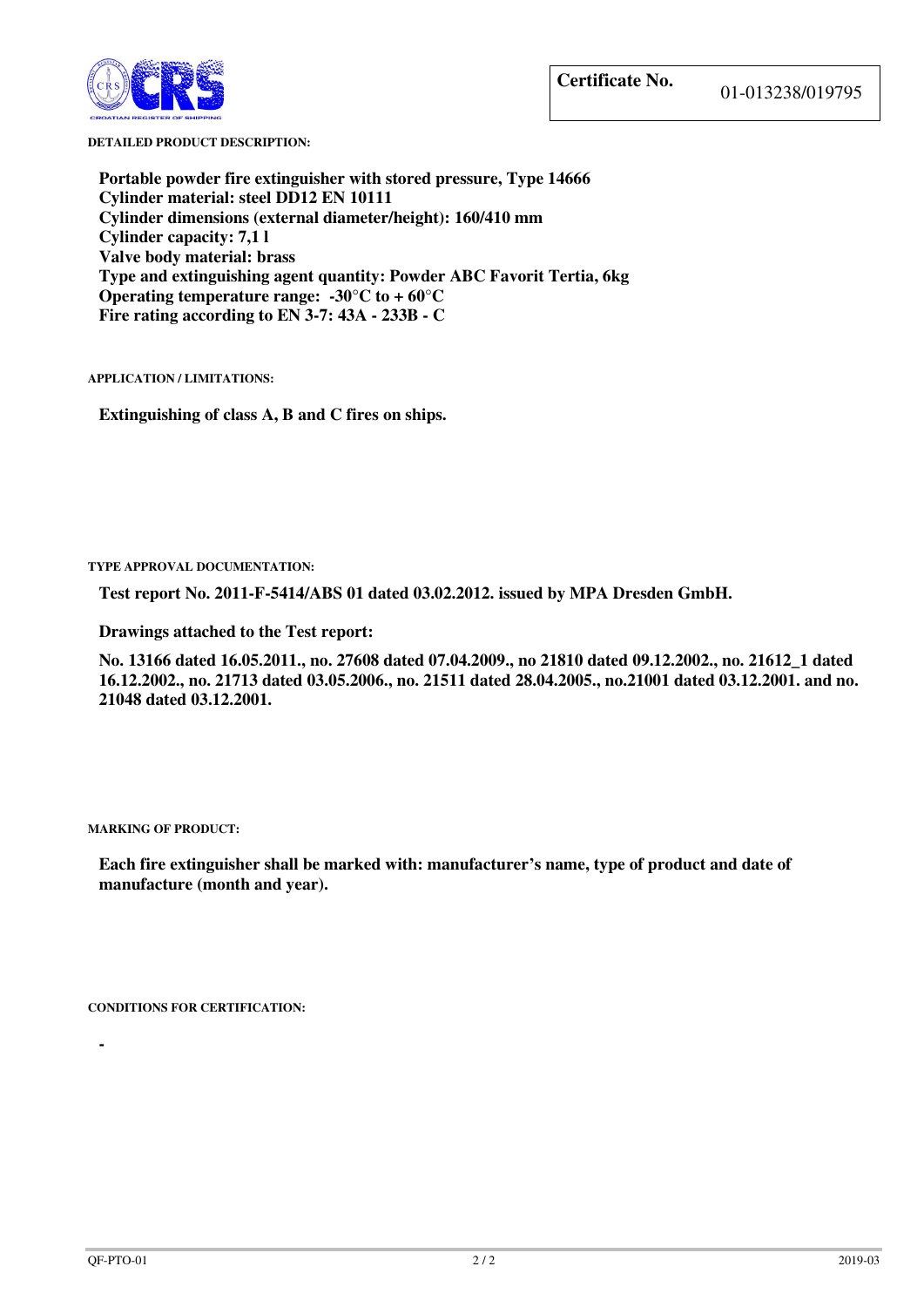**Certificate No.** 01-013238/019795

**DETAILED PRODUCT DESCRIPTION:**

**Portable powder fire extinguisher with stored pressure, Type 14666**
**Cylinder material: steel DD12 EN 10111**
**Cylinder dimensions (external diameter/height): 160/410 mm**
**Cylinder capacity: 7,1 l**
**Valve body material: brass**
**Type and extinguishing agent quantity: Powder ABC Favorit Tertia, 6kg**
**Operating temperature range: -30°C to + 60°C**
**Fire rating according to EN 3-7: 43A - 233B - C**

**APPLICATION / LIMITATIONS:**

**Extinguishing of class A, B and C fires on ships.**

**TYPE APPROVAL DOCUMENTATION:**

**Test report No. 2011-F-5414/ABS 01 dated 03.02.2012. issued by MPA Dresden GmbH.**

**Drawings attached to the Test report:**

**No. 13166 dated 16.05.2011., no. 27608 dated 07.04.2009., no 21810 dated 09.12.2002., no. 21612_1 dated 16.12.2002., no. 21713 dated 03.05.2006., no. 21511 dated 28.04.2005., no.21001 dated 03.12.2001. and no. 21048 dated 03.12.2001.**

**MARKING OF PRODUCT:**

**Each fire extinguisher shall be marked with: manufacturer's name, type of product and date of manufacture (month and year).**

**CONDITIONS FOR CERTIFICATION:**

**-**